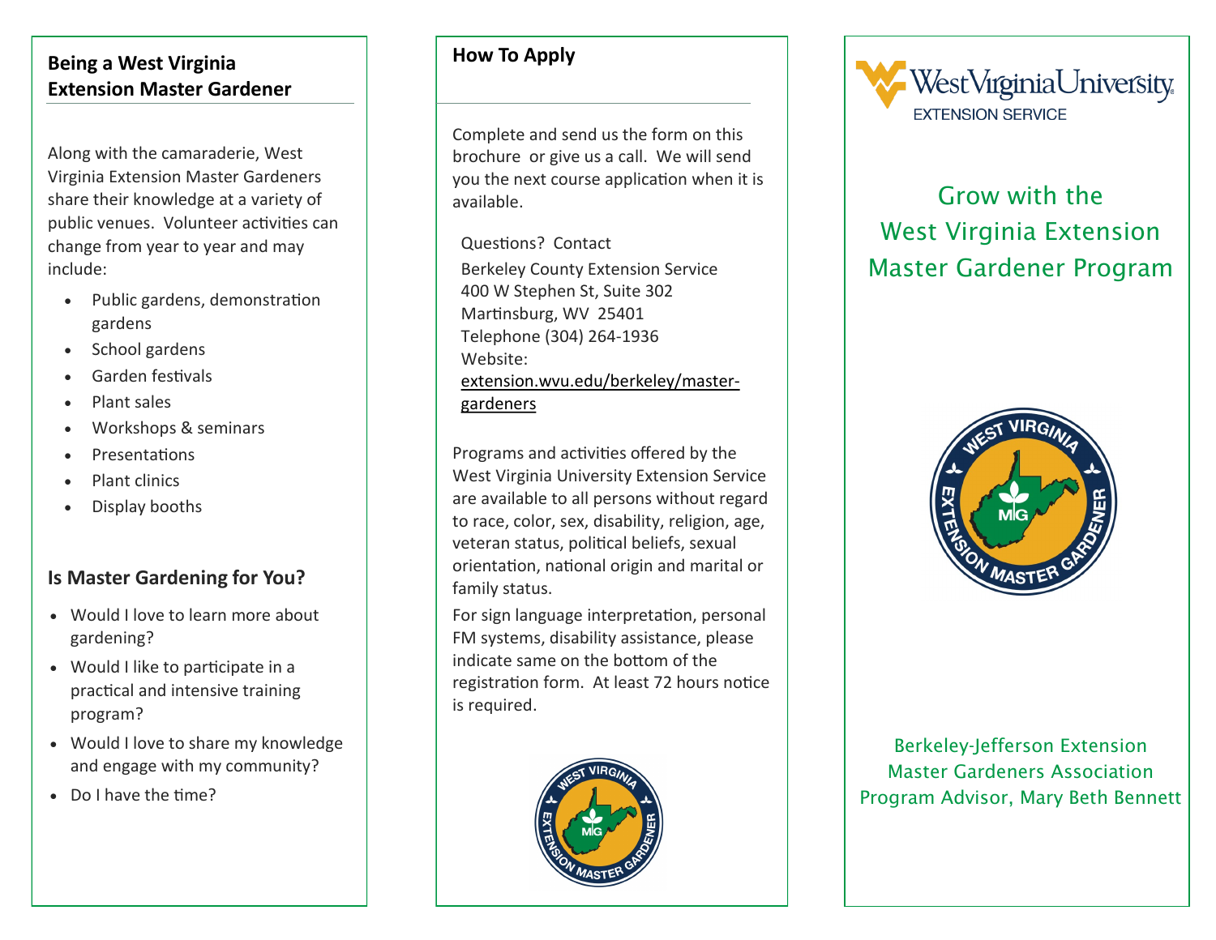## Being a West Virginia Extension Master Gardener

Along with the camaraderie, West Virginia Extension Master Gardeners share their knowledge at a variety of public venues. Volunteer activities can change from year to year and may include:

- Public gardens, demonstration gardens
- School gardens
- Garden festivals
- Plant sales
- Workshops & seminars
- Presentations
- Plant clinics
- Display booths

## Is Master Gardening for You?

- Would I love to learn more about gardening?
- Would I like to participate in a practical and intensive training program?
- Would I love to share my knowledge and engage with my community?
- Do I have the time?

## How To Apply

Complete and send us the form on this brochure or give us a call. We will send you the next course application when it is available.

Questions? Contact
Berkeley County Extension Service
400 W Stephen St, Suite 302
Martinsburg, WV 25401
Telephone (304) 264-1936
Website:
extension.wvu.edu/berkeley/master-gardeners

Programs and activities offered by the West Virginia University Extension Service are available to all persons without regard to race, color, sex, disability, religion, age, veteran status, political beliefs, sexual orientation, national origin and marital or family status.

For sign language interpretation, personal FM systems, disability assistance, please indicate same on the bottom of the registration form. At least 72 hours notice is required.

WestVirginiaUniversity
EXTENSION SERVICE

# Grow with the West Virginia Extension Master Gardener Program

Berkeley-Jefferson Extension
Master Gardeners Association
Program Advisor, Mary Beth Bennett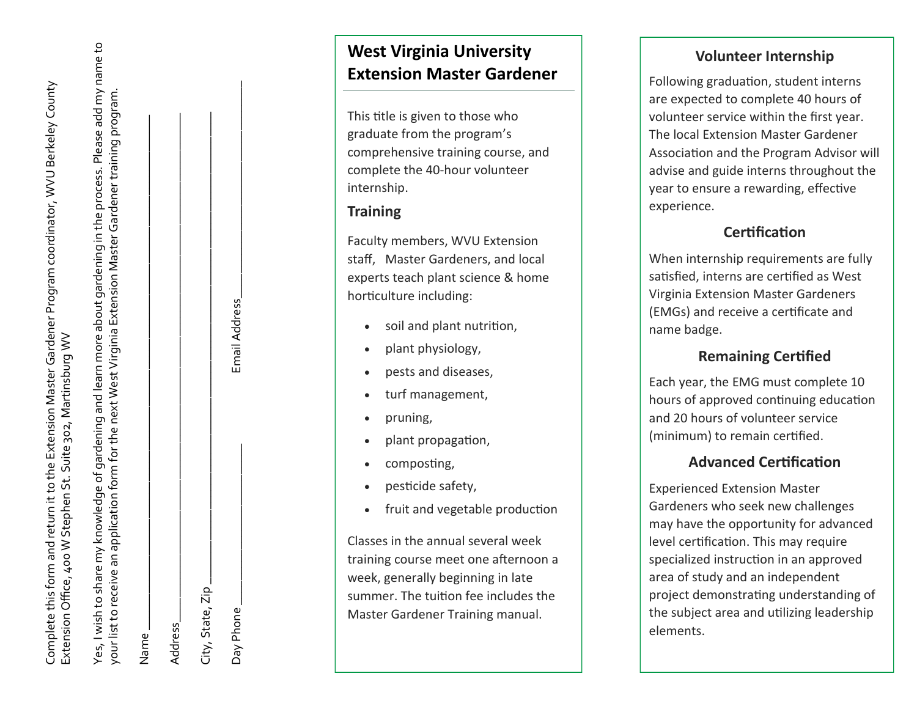Complete this form and return it to the Extension Master Gardener Program coordinator, WVU Berkeley County Extension Office, 400 W Stephen St. Suite 302, Martinsburg WV

Yes, I wish to share my knowledge of gardening and learn more about gardening in the process. Please add my name to your list to receive an application form for the next West Virginia Extension Master Gardener training program.

Name ______________________________

Address ______________________________

City, State, Zip ______________________________

Day Phone ______________ Email Address ______________

## West Virginia University Extension Master Gardener

This title is given to those who graduate from the program's comprehensive training course, and complete the 40-hour volunteer internship.

### Training

Faculty members, WVU Extension staff, Master Gardeners, and local experts teach plant science & home horticulture including:

- soil and plant nutrition,
- plant physiology,
- pests and diseases,
- turf management,
- pruning,
- plant propagation,
- composting,
- pesticide safety,
- fruit and vegetable production

Classes in the annual several week training course meet one afternoon a week, generally beginning in late summer. The tuition fee includes the Master Gardener Training manual.

### Volunteer Internship

Following graduation, student interns are expected to complete 40 hours of volunteer service within the first year. The local Extension Master Gardener Association and the Program Advisor will advise and guide interns throughout the year to ensure a rewarding, effective experience.

### Certification

When internship requirements are fully satisfied, interns are certified as West Virginia Extension Master Gardeners (EMGs) and receive a certificate and name badge.

### Remaining Certified

Each year, the EMG must complete 10 hours of approved continuing education and 20 hours of volunteer service (minimum) to remain certified.

### Advanced Certification

Experienced Extension Master Gardeners who seek new challenges may have the opportunity for advanced level certification. This may require specialized instruction in an approved area of study and an independent project demonstrating understanding of the subject area and utilizing leadership elements.